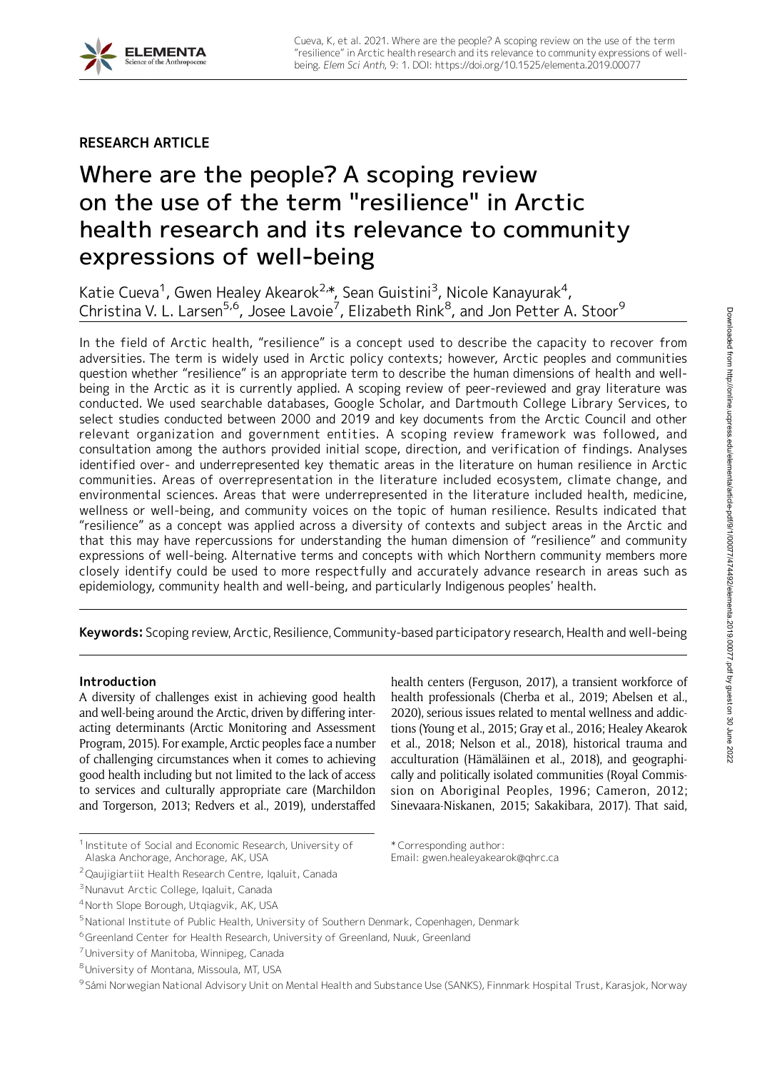RESEARCH ARTICLE

# Where are the people? A scoping review on the use of the term "resilience" in Arctic health research and its relevance to community expressions of well-being

Katie Cueva[1], Gwen Healey Akearok[2,*], Sean Guistini[3], Nicole Kanayurak[4], Christina V. L. Larsen[5,6], Josee Lavoie[7], Elizabeth Rink[8], and Jon Petter A. Stoor[9]

In the field of Arctic health, "resilience" is a concept used to describe the capacity to recover from adversities. The term is widely used in Arctic policy contexts; however, Arctic peoples and communities question whether "resilience" is an appropriate term to describe the human dimensions of health and well-being in the Arctic as it is currently applied. A scoping review of peer-reviewed and gray literature was conducted. We used searchable databases, Google Scholar, and Dartmouth College Library Services, to select studies conducted between 2000 and 2019 and key documents from the Arctic Council and other relevant organization and government entities. A scoping review framework was followed, and consultation among the authors provided initial scope, direction, and verification of findings. Analyses identified over- and underrepresented key thematic areas in the literature on human resilience in Arctic communities. Areas of overrepresentation in the literature included ecosystem, climate change, and environmental sciences. Areas that were underrepresented in the literature included health, medicine, wellness or well-being, and community voices on the topic of human resilience. Results indicated that "resilience" as a concept was applied across a diversity of contexts and subject areas in the Arctic and that this may have repercussions for understanding the human dimension of "resilience" and community expressions of well-being. Alternative terms and concepts with which Northern community members more closely identify could be used to more respectfully and accurately advance research in areas such as epidemiology, community health and well-being, and particularly Indigenous peoples' health.

**Keywords:** Scoping review, Arctic, Resilience, Community-based participatory research, Health and well-being

## Introduction

A diversity of challenges exist in achieving good health and well-being around the Arctic, driven by differing interacting determinants (Arctic Monitoring and Assessment Program, 2015). For example, Arctic peoples face a number of challenging circumstances when it comes to achieving good health including but not limited to the lack of access to services and culturally appropriate care (Marchildon and Torgerson, 2013; Redvers et al., 2019), understaffed health centers (Ferguson, 2017), a transient workforce of health professionals (Cherba et al., 2019; Abelsen et al., 2020), serious issues related to mental wellness and addictions (Young et al., 2015; Gray et al., 2016; Healey Akearok et al., 2018; Nelson et al., 2018), historical trauma and acculturation (Hämäläinen et al., 2018), and geographically and politically isolated communities (Royal Commission on Aboriginal Peoples, 1996; Cameron, 2012; Sinevaara-Niskanen, 2015; Sakakibara, 2017). That said,

[1] Institute of Social and Economic Research, University of Alaska Anchorage, Anchorage, AK, USA

[2] Qaujigiartiit Health Research Centre, Iqaluit, Canada

[3] Nunavut Arctic College, Iqaluit, Canada

[4] North Slope Borough, Utqiagvik, AK, USA

[5] National Institute of Public Health, University of Southern Denmark, Copenhagen, Denmark

[6] Greenland Center for Health Research, University of Greenland, Nuuk, Greenland

[7] University of Manitoba, Winnipeg, Canada

[8] University of Montana, Missoula, MT, USA

[9] Sámi Norwegian National Advisory Unit on Mental Health and Substance Use (SANKS), Finnmark Hospital Trust, Karasjok, Norway

* Corresponding author:
Email: gwen.healeyakearok@qhrc.ca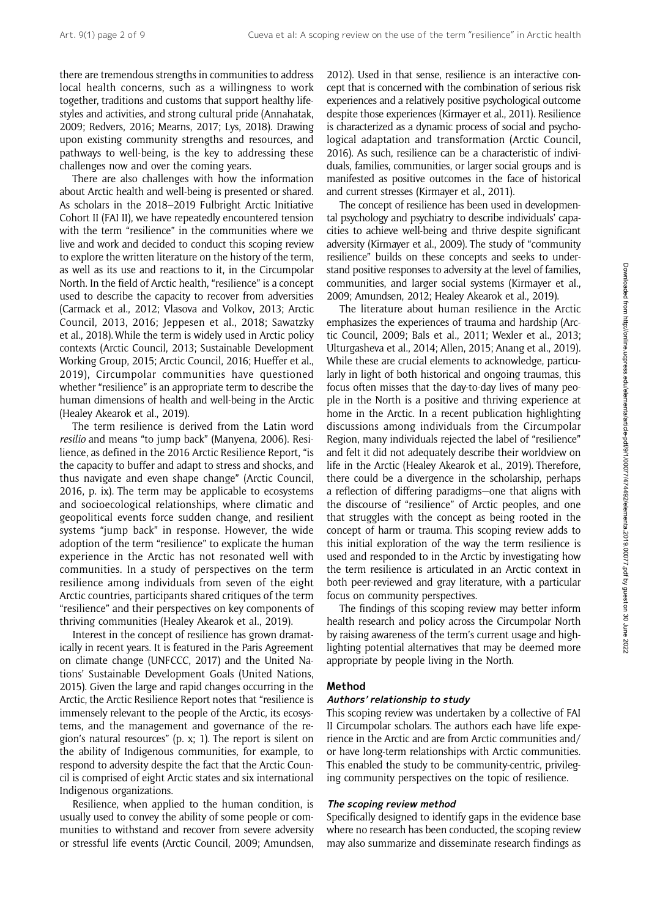there are tremendous strengths in communities to address local health concerns, such as a willingness to work together, traditions and customs that support healthy lifestyles and activities, and strong cultural pride (Annahatak, 2009; Redvers, 2016; Mearns, 2017; Lys, 2018). Drawing upon existing community strengths and resources, and pathways to well-being, is the key to addressing these challenges now and over the coming years.

There are also challenges with how the information about Arctic health and well-being is presented or shared. As scholars in the 2018–2019 Fulbright Arctic Initiative Cohort II (FAI II), we have repeatedly encountered tension with the term "resilience" in the communities where we live and work and decided to conduct this scoping review to explore the written literature on the history of the term, as well as its use and reactions to it, in the Circumpolar North. In the field of Arctic health, "resilience" is a concept used to describe the capacity to recover from adversities (Carmack et al., 2012; Vlasova and Volkov, 2013; Arctic Council, 2013, 2016; Jeppesen et al., 2018; Sawatzky et al., 2018). While the term is widely used in Arctic policy contexts (Arctic Council, 2013; Sustainable Development Working Group, 2015; Arctic Council, 2016; Hueffer et al., 2019), Circumpolar communities have questioned whether "resilience" is an appropriate term to describe the human dimensions of health and well-being in the Arctic (Healey Akearok et al., 2019).

The term resilience is derived from the Latin word *resilio* and means "to jump back" (Manyena, 2006). Resilience, as defined in the 2016 Arctic Resilience Report, "is the capacity to buffer and adapt to stress and shocks, and thus navigate and even shape change" (Arctic Council, 2016, p. ix). The term may be applicable to ecosystems and socioecological relationships, where climatic and geopolitical events force sudden change, and resilient systems "jump back" in response. However, the wide adoption of the term "resilience" to explicate the human experience in the Arctic has not resonated well with communities. In a study of perspectives on the term resilience among individuals from seven of the eight Arctic countries, participants shared critiques of the term "resilience" and their perspectives on key components of thriving communities (Healey Akearok et al., 2019).

Interest in the concept of resilience has grown dramatically in recent years. It is featured in the Paris Agreement on climate change (UNFCCC, 2017) and the United Nations' Sustainable Development Goals (United Nations, 2015). Given the large and rapid changes occurring in the Arctic, the Arctic Resilience Report notes that "resilience is immensely relevant to the people of the Arctic, its ecosystems, and the management and governance of the region's natural resources" (p. x; 1). The report is silent on the ability of Indigenous communities, for example, to respond to adversity despite the fact that the Arctic Council is comprised of eight Arctic states and six international Indigenous organizations.

Resilience, when applied to the human condition, is usually used to convey the ability of some people or communities to withstand and recover from severe adversity or stressful life events (Arctic Council, 2009; Amundsen, 2012). Used in that sense, resilience is an interactive concept that is concerned with the combination of serious risk experiences and a relatively positive psychological outcome despite those experiences (Kirmayer et al., 2011). Resilience is characterized as a dynamic process of social and psychological adaptation and transformation (Arctic Council, 2016). As such, resilience can be a characteristic of individuals, families, communities, or larger social groups and is manifested as positive outcomes in the face of historical and current stresses (Kirmayer et al., 2011).

The concept of resilience has been used in developmental psychology and psychiatry to describe individuals' capacities to achieve well-being and thrive despite significant adversity (Kirmayer et al., 2009). The study of "community resilience" builds on these concepts and seeks to understand positive responses to adversity at the level of families, communities, and larger social systems (Kirmayer et al., 2009; Amundsen, 2012; Healey Akearok et al., 2019).

The literature about human resilience in the Arctic emphasizes the experiences of trauma and hardship (Arctic Council, 2009; Bals et al., 2011; Wexler et al., 2013; Ulturgasheva et al., 2014; Allen, 2015; Anang et al., 2019). While these are crucial elements to acknowledge, particularly in light of both historical and ongoing traumas, this focus often misses that the day-to-day lives of many people in the North is a positive and thriving experience at home in the Arctic. In a recent publication highlighting discussions among individuals from the Circumpolar Region, many individuals rejected the label of "resilience" and felt it did not adequately describe their worldview on life in the Arctic (Healey Akearok et al., 2019). Therefore, there could be a divergence in the scholarship, perhaps a reflection of differing paradigms—one that aligns with the discourse of "resilience" of Arctic peoples, and one that struggles with the concept as being rooted in the concept of harm or trauma. This scoping review adds to this initial exploration of the way the term resilience is used and responded to in the Arctic by investigating how the term resilience is articulated in an Arctic context in both peer-reviewed and gray literature, with a particular focus on community perspectives.

The findings of this scoping review may better inform health research and policy across the Circumpolar North by raising awareness of the term's current usage and highlighting potential alternatives that may be deemed more appropriate by people living in the North.

## Method

### Authors' relationship to study

This scoping review was undertaken by a collective of FAI II Circumpolar scholars. The authors each have life experience in the Arctic and are from Arctic communities and/or have long-term relationships with Arctic communities. This enabled the study to be community-centric, privileging community perspectives on the topic of resilience.

### The scoping review method

Specifically designed to identify gaps in the evidence base where no research has been conducted, the scoping review may also summarize and disseminate research findings as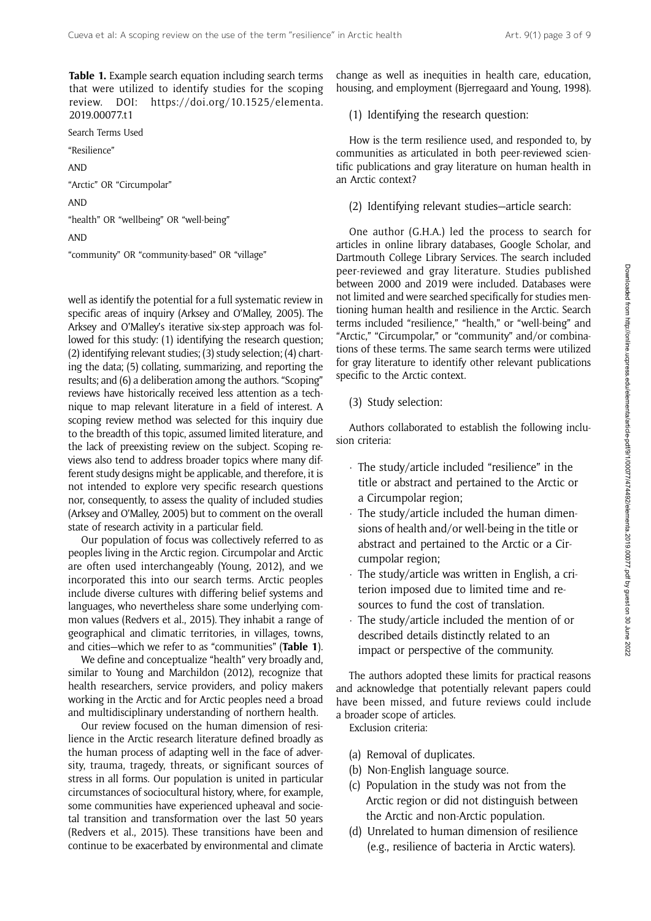**Table 1.** Example search equation including search terms that were utilized to identify studies for the scoping review. DOI: https://doi.org/10.1525/elementa.2019.00077.t1

| Search Terms Used |
| --- |
| "Resilience" |
| AND |
| "Arctic" OR "Circumpolar" |
| AND |
| "health" OR "wellbeing" OR "well-being" |
| AND |
| "community" OR "community-based" OR "village" |

well as identify the potential for a full systematic review in specific areas of inquiry (Arksey and O'Malley, 2005). The Arksey and O'Malley's iterative six-step approach was followed for this study: (1) identifying the research question; (2) identifying relevant studies; (3) study selection; (4) charting the data; (5) collating, summarizing, and reporting the results; and (6) a deliberation among the authors. "Scoping" reviews have historically received less attention as a technique to map relevant literature in a field of interest. A scoping review method was selected for this inquiry due to the breadth of this topic, assumed limited literature, and the lack of preexisting review on the subject. Scoping reviews also tend to address broader topics where many different study designs might be applicable, and therefore, it is not intended to explore very specific research questions nor, consequently, to assess the quality of included studies (Arksey and O'Malley, 2005) but to comment on the overall state of research activity in a particular field.

Our population of focus was collectively referred to as peoples living in the Arctic region. Circumpolar and Arctic are often used interchangeably (Young, 2012), and we incorporated this into our search terms. Arctic peoples include diverse cultures with differing belief systems and languages, who nevertheless share some underlying common values (Redvers et al., 2015). They inhabit a range of geographical and climatic territories, in villages, towns, and cities—which we refer to as "communities" (**Table 1**).

We define and conceptualize "health" very broadly and, similar to Young and Marchildon (2012), recognize that health researchers, service providers, and policy makers working in the Arctic and for Arctic peoples need a broad and multidisciplinary understanding of northern health.

Our review focused on the human dimension of resilience in the Arctic research literature defined broadly as the human process of adapting well in the face of adversity, trauma, tragedy, threats, or significant sources of stress in all forms. Our population is united in particular circumstances of sociocultural history, where, for example, some communities have experienced upheaval and societal transition and transformation over the last 50 years (Redvers et al., 2015). These transitions have been and continue to be exacerbated by environmental and climate change as well as inequities in health care, education, housing, and employment (Bjerregaard and Young, 1998).

(1) Identifying the research question:

How is the term resilience used, and responded to, by communities as articulated in both peer-reviewed scientific publications and gray literature on human health in an Arctic context?

(2) Identifying relevant studies—article search:

One author (G.H.A.) led the process to search for articles in online library databases, Google Scholar, and Dartmouth College Library Services. The search included peer-reviewed and gray literature. Studies published between 2000 and 2019 were included. Databases were not limited and were searched specifically for studies mentioning human health and resilience in the Arctic. Search terms included "resilience," "health," or "well-being" and "Arctic," "Circumpolar," or "community" and/or combinations of these terms. The same search terms were utilized for gray literature to identify other relevant publications specific to the Arctic context.

(3) Study selection:

Authors collaborated to establish the following inclusion criteria:

- The study/article included "resilience" in the title or abstract and pertained to the Arctic or a Circumpolar region;
- The study/article included the human dimensions of health and/or well-being in the title or abstract and pertained to the Arctic or a Circumpolar region;
- The study/article was written in English, a criterion imposed due to limited time and resources to fund the cost of translation.
- The study/article included the mention of or described details distinctly related to an impact or perspective of the community.

The authors adopted these limits for practical reasons and acknowledge that potentially relevant papers could have been missed, and future reviews could include a broader scope of articles.

Exclusion criteria:

(a) Removal of duplicates.
(b) Non-English language source.
(c) Population in the study was not from the Arctic region or did not distinguish between the Arctic and non-Arctic population.
(d) Unrelated to human dimension of resilience (e.g., resilience of bacteria in Arctic waters).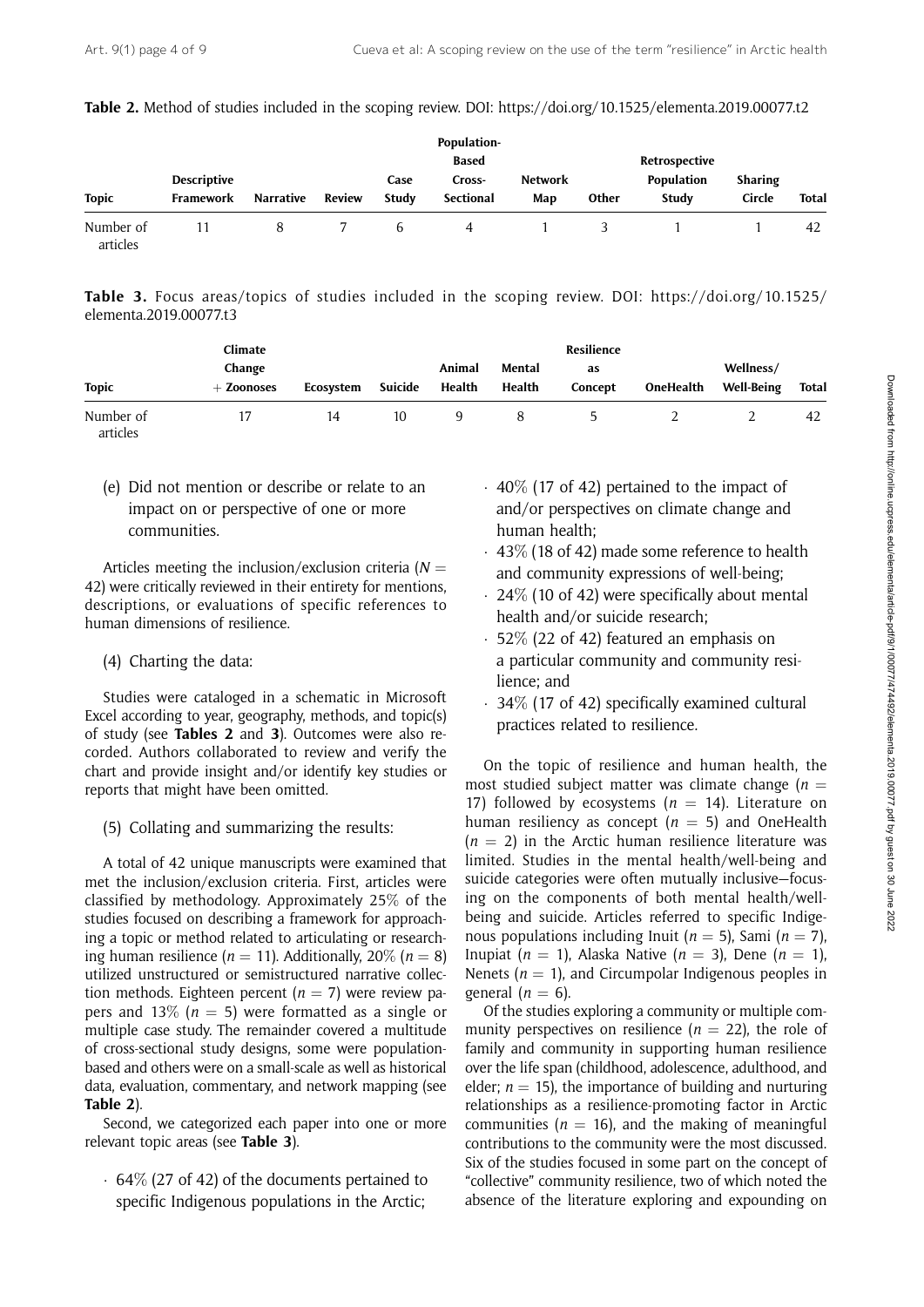**Table 2.** Method of studies included in the scoping review. DOI: https://doi.org/10.1525/elementa.2019.00077.t2

| Topic | Descriptive Framework | Narrative | Review | Case Study | Population-Based Cross-Sectional | Network Map | Other | Retrospective Population Study | Sharing Circle | Total |
|---|---|---|---|---|---|---|---|---|---|---|
| Number of articles | 11 | 8 | 7 | 6 | 4 | 1 | 3 | 1 | 1 | 42 |

**Table 3.** Focus areas/topics of studies included in the scoping review. DOI: https://doi.org/10.1525/elementa.2019.00077.t3

| Topic | Climate Change + Zoonoses | Ecosystem | Suicide | Animal Health | Mental Health | Resilience as Concept | OneHealth | Wellness/ Well-Being | Total |
|---|---|---|---|---|---|---|---|---|---|
| Number of articles | 17 | 14 | 10 | 9 | 8 | 5 | 2 | 2 | 42 |

(e) Did not mention or describe or relate to an impact on or perspective of one or more communities.

Articles meeting the inclusion/exclusion criteria ($N = 42$) were critically reviewed in their entirety for mentions, descriptions, or evaluations of specific references to human dimensions of resilience.

(4) Charting the data:

Studies were cataloged in a schematic in Microsoft Excel according to year, geography, methods, and topic(s) of study (see **Tables 2** and **3**). Outcomes were also recorded. Authors collaborated to review and verify the chart and provide insight and/or identify key studies or reports that might have been omitted.

(5) Collating and summarizing the results:

A total of 42 unique manuscripts were examined that met the inclusion/exclusion criteria. First, articles were classified by methodology. Approximately 25% of the studies focused on describing a framework for approaching a topic or method related to articulating or researching human resilience ($n = 11$). Additionally, 20% ($n = 8$) utilized unstructured or semistructured narrative collection methods. Eighteen percent ($n = 7$) were review papers and 13% ($n = 5$) were formatted as a single or multiple case study. The remainder covered a multitude of cross-sectional study designs, some were population-based and others were on a small-scale as well as historical data, evaluation, commentary, and network mapping (see **Table 2**).

Second, we categorized each paper into one or more relevant topic areas (see **Table 3**).

- 64% (27 of 42) of the documents pertained to specific Indigenous populations in the Arctic;
- 40% (17 of 42) pertained to the impact of and/or perspectives on climate change and human health;
- 43% (18 of 42) made some reference to health and community expressions of well-being;
- 24% (10 of 42) were specifically about mental health and/or suicide research;
- 52% (22 of 42) featured an emphasis on a particular community and community resilience; and
- 34% (17 of 42) specifically examined cultural practices related to resilience.

On the topic of resilience and human health, the most studied subject matter was climate change ($n = 17$) followed by ecosystems ($n = 14$). Literature on human resiliency as concept ($n = 5$) and OneHealth ($n = 2$) in the Arctic human resilience literature was limited. Studies in the mental health/well-being and suicide categories were often mutually inclusive—focusing on the components of both mental health/well-being and suicide. Articles referred to specific Indigenous populations including Inuit ($n = 5$), Sami ($n = 7$), Inupiat ($n = 1$), Alaska Native ($n = 3$), Dene ($n = 1$), Nenets ($n = 1$), and Circumpolar Indigenous peoples in general ($n = 6$).

Of the studies exploring a community or multiple community perspectives on resilience ($n = 22$), the role of family and community in supporting human resilience over the life span (childhood, adolescence, adulthood, and elder; $n = 15$), the importance of building and nurturing relationships as a resilience-promoting factor in Arctic communities ($n = 16$), and the making of meaningful contributions to the community were the most discussed. Six of the studies focused in some part on the concept of "collective" community resilience, two of which noted the absence of the literature exploring and expounding on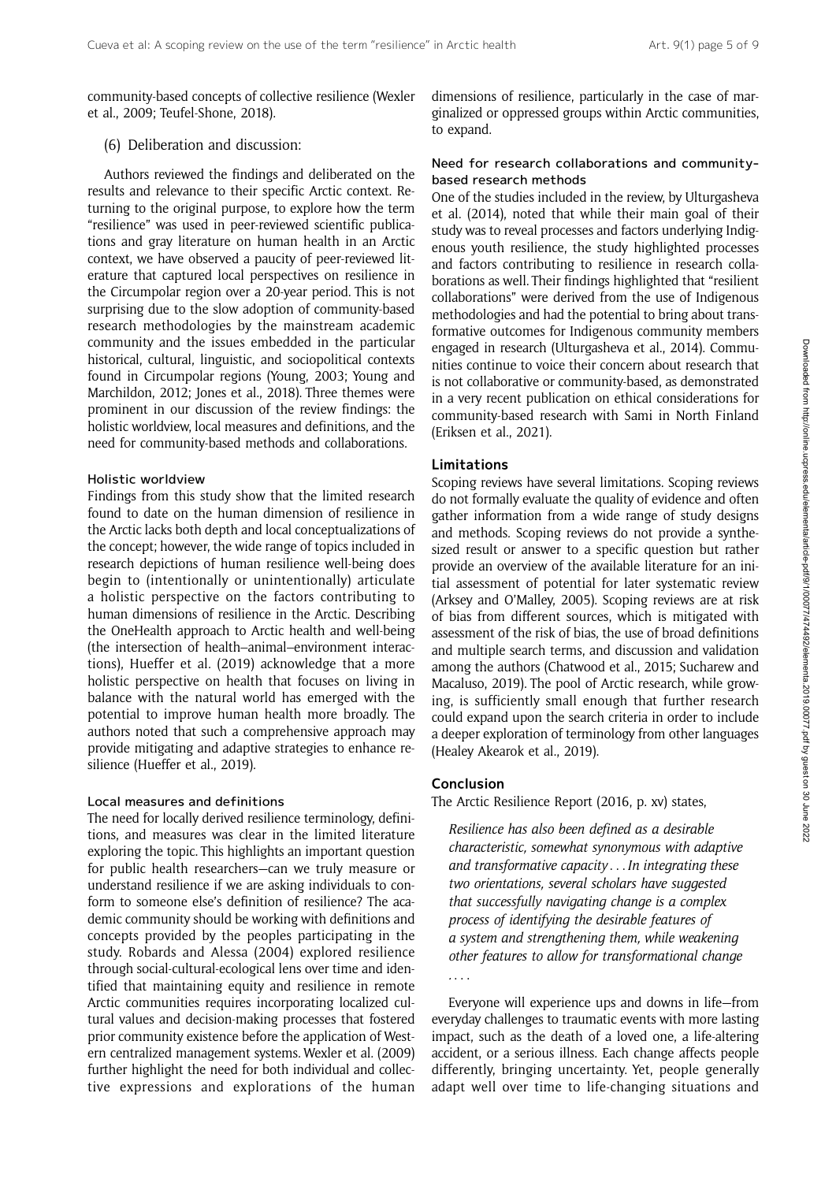community-based concepts of collective resilience (Wexler et al., 2009; Teufel-Shone, 2018).

(6) Deliberation and discussion:

Authors reviewed the findings and deliberated on the results and relevance to their specific Arctic context. Returning to the original purpose, to explore how the term "resilience" was used in peer-reviewed scientific publications and gray literature on human health in an Arctic context, we have observed a paucity of peer-reviewed literature that captured local perspectives on resilience in the Circumpolar region over a 20-year period. This is not surprising due to the slow adoption of community-based research methodologies by the mainstream academic community and the issues embedded in the particular historical, cultural, linguistic, and sociopolitical contexts found in Circumpolar regions (Young, 2003; Young and Marchildon, 2012; Jones et al., 2018). Three themes were prominent in our discussion of the review findings: the holistic worldview, local measures and definitions, and the need for community-based methods and collaborations.

### Holistic worldview

Findings from this study show that the limited research found to date on the human dimension of resilience in the Arctic lacks both depth and local conceptualizations of the concept; however, the wide range of topics included in research depictions of human resilience well-being does begin to (intentionally or unintentionally) articulate a holistic perspective on the factors contributing to human dimensions of resilience in the Arctic. Describing the OneHealth approach to Arctic health and well-being (the intersection of health–animal–environment interactions), Hueffer et al. (2019) acknowledge that a more holistic perspective on health that focuses on living in balance with the natural world has emerged with the potential to improve human health more broadly. The authors noted that such a comprehensive approach may provide mitigating and adaptive strategies to enhance resilience (Hueffer et al., 2019).

### Local measures and definitions

The need for locally derived resilience terminology, definitions, and measures was clear in the limited literature exploring the topic. This highlights an important question for public health researchers—can we truly measure or understand resilience if we are asking individuals to conform to someone else's definition of resilience? The academic community should be working with definitions and concepts provided by the peoples participating in the study. Robards and Alessa (2004) explored resilience through social-cultural-ecological lens over time and identified that maintaining equity and resilience in remote Arctic communities requires incorporating localized cultural values and decision-making processes that fostered prior community existence before the application of Western centralized management systems. Wexler et al. (2009) further highlight the need for both individual and collective expressions and explorations of the human dimensions of resilience, particularly in the case of marginalized or oppressed groups within Arctic communities, to expand.

### Need for research collaborations and community-based research methods

One of the studies included in the review, by Ulturgasheva et al. (2014), noted that while their main goal of their study was to reveal processes and factors underlying Indigenous youth resilience, the study highlighted processes and factors contributing to resilience in research collaborations as well. Their findings highlighted that "resilient collaborations" were derived from the use of Indigenous methodologies and had the potential to bring about transformative outcomes for Indigenous community members engaged in research (Ulturgasheva et al., 2014). Communities continue to voice their concern about research that is not collaborative or community-based, as demonstrated in a very recent publication on ethical considerations for community-based research with Sami in North Finland (Eriksen et al., 2021).

## Limitations

Scoping reviews have several limitations. Scoping reviews do not formally evaluate the quality of evidence and often gather information from a wide range of study designs and methods. Scoping reviews do not provide a synthesized result or answer to a specific question but rather provide an overview of the available literature for an initial assessment of potential for later systematic review (Arksey and O'Malley, 2005). Scoping reviews are at risk of bias from different sources, which is mitigated with assessment of the risk of bias, the use of broad definitions and multiple search terms, and discussion and validation among the authors (Chatwood et al., 2015; Sucharew and Macaluso, 2019). The pool of Arctic research, while growing, is sufficiently small enough that further research could expand upon the search criteria in order to include a deeper exploration of terminology from other languages (Healey Akearok et al., 2019).

## Conclusion

The Arctic Resilience Report (2016, p. xv) states,

> *Resilience has also been defined as a desirable characteristic, somewhat synonymous with adaptive and transformative capacity . . . In integrating these two orientations, several scholars have suggested that successfully navigating change is a complex process of identifying the desirable features of a system and strengthening them, while weakening other features to allow for transformational change . . . .*

Everyone will experience ups and downs in life—from everyday challenges to traumatic events with more lasting impact, such as the death of a loved one, a life-altering accident, or a serious illness. Each change affects people differently, bringing uncertainty. Yet, people generally adapt well over time to life-changing situations and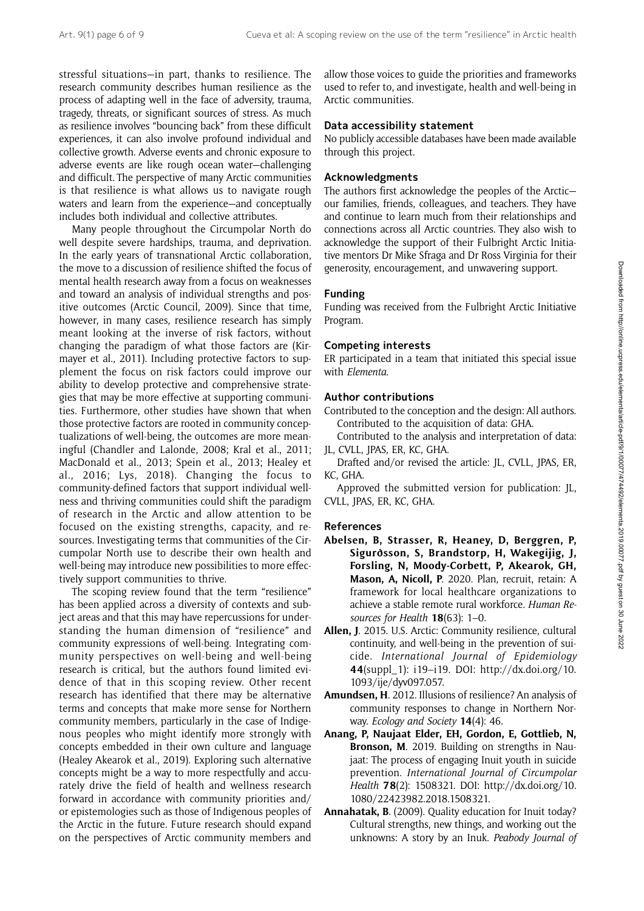stressful situations—in part, thanks to resilience. The research community describes human resilience as the process of adapting well in the face of adversity, trauma, tragedy, threats, or significant sources of stress. As much as resilience involves "bouncing back" from these difficult experiences, it can also involve profound individual and collective growth. Adverse events and chronic exposure to adverse events are like rough ocean water—challenging and difficult. The perspective of many Arctic communities is that resilience is what allows us to navigate rough waters and learn from the experience—and conceptually includes both individual and collective attributes.

Many people throughout the Circumpolar North do well despite severe hardships, trauma, and deprivation. In the early years of transnational Arctic collaboration, the move to a discussion of resilience shifted the focus of mental health research away from a focus on weaknesses and toward an analysis of individual strengths and positive outcomes (Arctic Council, 2009). Since that time, however, in many cases, resilience research has simply meant looking at the inverse of risk factors, without changing the paradigm of what those factors are (Kirmayer et al., 2011). Including protective factors to supplement the focus on risk factors could improve our ability to develop protective and comprehensive strategies that may be more effective at supporting communities. Furthermore, other studies have shown that when those protective factors are rooted in community conceptualizations of well-being, the outcomes are more meaningful (Chandler and Lalonde, 2008; Kral et al., 2011; MacDonald et al., 2013; Spein et al., 2013; Healey et al., 2016; Lys, 2018). Changing the focus to community-defined factors that support individual wellness and thriving communities could shift the paradigm of research in the Arctic and allow attention to be focused on the existing strengths, capacity, and resources. Investigating terms that communities of the Circumpolar North use to describe their own health and well-being may introduce new possibilities to more effectively support communities to thrive.

The scoping review found that the term "resilience" has been applied across a diversity of contexts and subject areas and that this may have repercussions for understanding the human dimension of "resilience" and community expressions of well-being. Integrating community perspectives on well-being and well-being research is critical, but the authors found limited evidence of that in this scoping review. Other recent research has identified that there may be alternative terms and concepts that make more sense for Northern community members, particularly in the case of Indigenous peoples who might identify more strongly with concepts embedded in their own culture and language (Healey Akearok et al., 2019). Exploring such alternative concepts might be a way to more respectfully and accurately drive the field of health and wellness research forward in accordance with community priorities and/or epistemologies such as those of Indigenous peoples of the Arctic in the future. Future research should expand on the perspectives of Arctic community members and allow those voices to guide the priorities and frameworks used to refer to, and investigate, health and well-being in Arctic communities.

## Data accessibility statement

No publicly accessible databases have been made available through this project.

## Acknowledgments

The authors first acknowledge the peoples of the Arctic—our families, friends, colleagues, and teachers. They have and continue to learn much from their relationships and connections across all Arctic countries. They also wish to acknowledge the support of their Fulbright Arctic Initiative mentors Dr Mike Sfraga and Dr Ross Virginia for their generosity, encouragement, and unwavering support.

## Funding

Funding was received from the Fulbright Arctic Initiative Program.

## Competing interests

ER participated in a team that initiated this special issue with *Elementa*.

## Author contributions

Contributed to the conception and the design: All authors.

Contributed to the acquisition of data: GHA.

Contributed to the analysis and interpretation of data: JL, CVLL, JPAS, ER, KC, GHA.

Drafted and/or revised the article: JL, CVLL, JPAS, ER, KC, GHA.

Approved the submitted version for publication: JL, CVLL, JPAS, ER, KC, GHA.

## References

**Abelsen, B, Strasser, R, Heaney, D, Berggren, P, Sigurðsson, S, Brandstorp, H, Wakegijig, J, Forsling, N, Moody-Corbett, P, Akearok, GH, Mason, A, Nicoll, P**. 2020. Plan, recruit, retain: A framework for local healthcare organizations to achieve a stable remote rural workforce. *Human Resources for Health* **18**(63): 1–0.

**Allen, J**. 2015. U.S. Arctic: Community resilience, cultural continuity, and well-being in the prevention of suicide. *International Journal of Epidemiology* **44**(suppl_1): i19–i19. DOI: http://dx.doi.org/10.1093/ije/dyv097.057.

**Amundsen, H**. 2012. Illusions of resilience? An analysis of community responses to change in Northern Norway. *Ecology and Society* **14**(4): 46.

**Anang, P, Naujaat Elder, EH, Gordon, E, Gottlieb, N, Bronson, M**. 2019. Building on strengths in Naujaat: The process of engaging Inuit youth in suicide prevention. *International Journal of Circumpolar Health* **78**(2): 1508321. DOI: http://dx.doi.org/10.1080/22423982.2018.1508321.

**Annahatak, B**. (2009). Quality education for Inuit today? Cultural strengths, new things, and working out the unknowns: A story by an Inuk. *Peabody Journal of*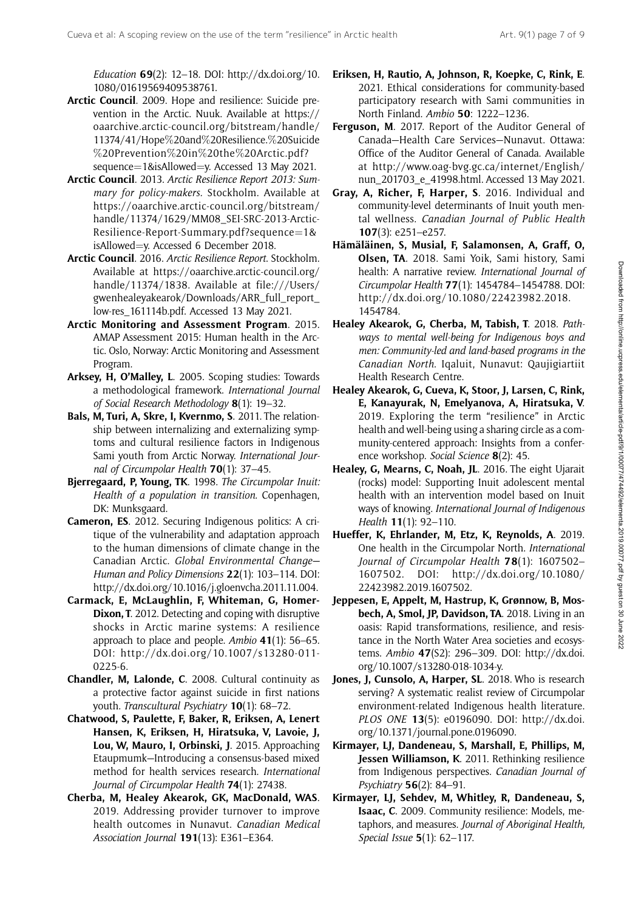*Education* **69**(2): 12–18. DOI: http://dx.doi.org/10.1080/01619569409538761.

**Arctic Council**. 2009. Hope and resilience: Suicide prevention in the Arctic. Nuuk. Available at https://oaarchive.arctic-council.org/bitstream/handle/11374/41/Hope%20and%20Resilience.%20Suicide%20Prevention%20in%20the%20Arctic.pdf?sequence=1&isAllowed=y. Accessed 13 May 2021.

**Arctic Council**. 2013. *Arctic Resilience Report 2013: Summary for policy-makers*. Stockholm. Available at https://oaarchive.arctic-council.org/bitstream/handle/11374/1629/MM08_SEI-SRC-2013-Arctic-Resilience-Report-Summary.pdf?sequence=1&isAllowed=y. Accessed 6 December 2018.

**Arctic Council**. 2016. *Arctic Resilience Report*. Stockholm. Available at https://oaarchive.arctic-council.org/handle/11374/1838. Available at file:///Users/gwenhealeyakearok/Downloads/ARR_full_report_low-res_161114b.pdf. Accessed 13 May 2021.

**Arctic Monitoring and Assessment Program**. 2015. AMAP Assessment 2015: Human health in the Arctic. Oslo, Norway: Arctic Monitoring and Assessment Program.

**Arksey, H, O'Malley, L**. 2005. Scoping studies: Towards a methodological framework. *International Journal of Social Research Methodology* **8**(1): 19–32.

**Bals, M, Turi, A, Skre, I, Kvernmo, S**. 2011. The relationship between internalizing and externalizing symptoms and cultural resilience factors in Indigenous Sami youth from Arctic Norway. *International Journal of Circumpolar Health* **70**(1): 37–45.

**Bjerregaard, P, Young, TK**. 1998. *The Circumpolar Inuit: Health of a population in transition*. Copenhagen, DK: Munksgaard.

**Cameron, ES**. 2012. Securing Indigenous politics: A critique of the vulnerability and adaptation approach to the human dimensions of climate change in the Canadian Arctic. *Global Environmental Change—Human and Policy Dimensions* **22**(1): 103–114. DOI: http://dx.doi.org/10.1016/j.gloenvcha.2011.11.004.

**Carmack, E, McLaughlin, F, Whiteman, G, Homer-Dixon, T**. 2012. Detecting and coping with disruptive shocks in Arctic marine systems: A resilience approach to place and people. *Ambio* **41**(1): 56–65. DOI: http://dx.doi.org/10.1007/s13280-011-0225-6.

**Chandler, M, Lalonde, C**. 2008. Cultural continuity as a protective factor against suicide in first nations youth. *Transcultural Psychiatry* **10**(1): 68–72.

**Chatwood, S, Paulette, F, Baker, R, Eriksen, A, Lenert Hansen, K, Eriksen, H, Hiratsuka, V, Lavoie, J, Lou, W, Mauro, I, Orbinski, J**. 2015. Approaching Etaupmumk—Introducing a consensus-based mixed method for health services research. *International Journal of Circumpolar Health* **74**(1): 27438.

**Cherba, M, Healey Akearok, GK, MacDonald, WAS**. 2019. Addressing provider turnover to improve health outcomes in Nunavut. *Canadian Medical Association Journal* **191**(13): E361–E364.

**Eriksen, H, Rautio, A, Johnson, R, Koepke, C, Rink, E**. 2021. Ethical considerations for community-based participatory research with Sami communities in North Finland. *Ambio* **50**: 1222–1236.

**Ferguson, M**. 2017. Report of the Auditor General of Canada—Health Care Services—Nunavut. Ottawa: Office of the Auditor General of Canada. Available at http://www.oag-bvg.gc.ca/internet/English/nun_201703_e_41998.html. Accessed 13 May 2021.

**Gray, A, Richer, F, Harper, S**. 2016. Individual and community-level determinants of Inuit youth mental wellness. *Canadian Journal of Public Health* **107**(3): e251–e257.

**Hämäläinen, S, Musial, F, Salamonsen, A, Graff, O, Olsen, TA**. 2018. Sami Yoik, Sami history, Sami health: A narrative review. *International Journal of Circumpolar Health* **77**(1): 1454784–1454788. DOI: http://dx.doi.org/10.1080/22423982.2018.1454784.

**Healey Akearok, G, Cherba, M, Tabish, T**. 2018. *Pathways to mental well-being for Indigenous boys and men: Community-led and land-based programs in the Canadian North*. Iqaluit, Nunavut: Qaujigiartiit Health Research Centre.

**Healey Akearok, G, Cueva, K, Stoor, J, Larsen, C, Rink, E, Kanayurak, N, Emelyanova, A, Hiratsuka, V**. 2019. Exploring the term "resilience" in Arctic health and well-being using a sharing circle as a community-centered approach: Insights from a conference workshop. *Social Science* **8**(2): 45.

**Healey, G, Mearns, C, Noah, JL**. 2016. The eight Ujarait (rocks) model: Supporting Inuit adolescent mental health with an intervention model based on Inuit ways of knowing. *International Journal of Indigenous Health* **11**(1): 92–110.

**Hueffer, K, Ehrlander, M, Etz, K, Reynolds, A**. 2019. One health in the Circumpolar North. *International Journal of Circumpolar Health* **78**(1): 1607502–1607502. DOI: http://dx.doi.org/10.1080/22423982.2019.1607502.

**Jeppesen, E, Appelt, M, Hastrup, K, Grønnow, B, Mosbech, A, Smol, JP, Davidson, TA**. 2018. Living in an oasis: Rapid transformations, resilience, and resistance in the North Water Area societies and ecosystems. *Ambio* **47**(S2): 296–309. DOI: http://dx.doi.org/10.1007/s13280-018-1034-y.

**Jones, J, Cunsolo, A, Harper, SL**. 2018. Who is research serving? A systematic realist review of Circumpolar environment-related Indigenous health literature. *PLOS ONE* **13**(5): e0196090. DOI: http://dx.doi.org/10.1371/journal.pone.0196090.

**Kirmayer, LJ, Dandeneau, S, Marshall, E, Phillips, M, Jessen Williamson, K**. 2011. Rethinking resilience from Indigenous perspectives. *Canadian Journal of Psychiatry* **56**(2): 84–91.

**Kirmayer, LJ, Sehdev, M, Whitley, R, Dandeneau, S, Isaac, C**. 2009. Community resilience: Models, metaphors, and measures. *Journal of Aboriginal Health, Special Issue* **5**(1): 62–117.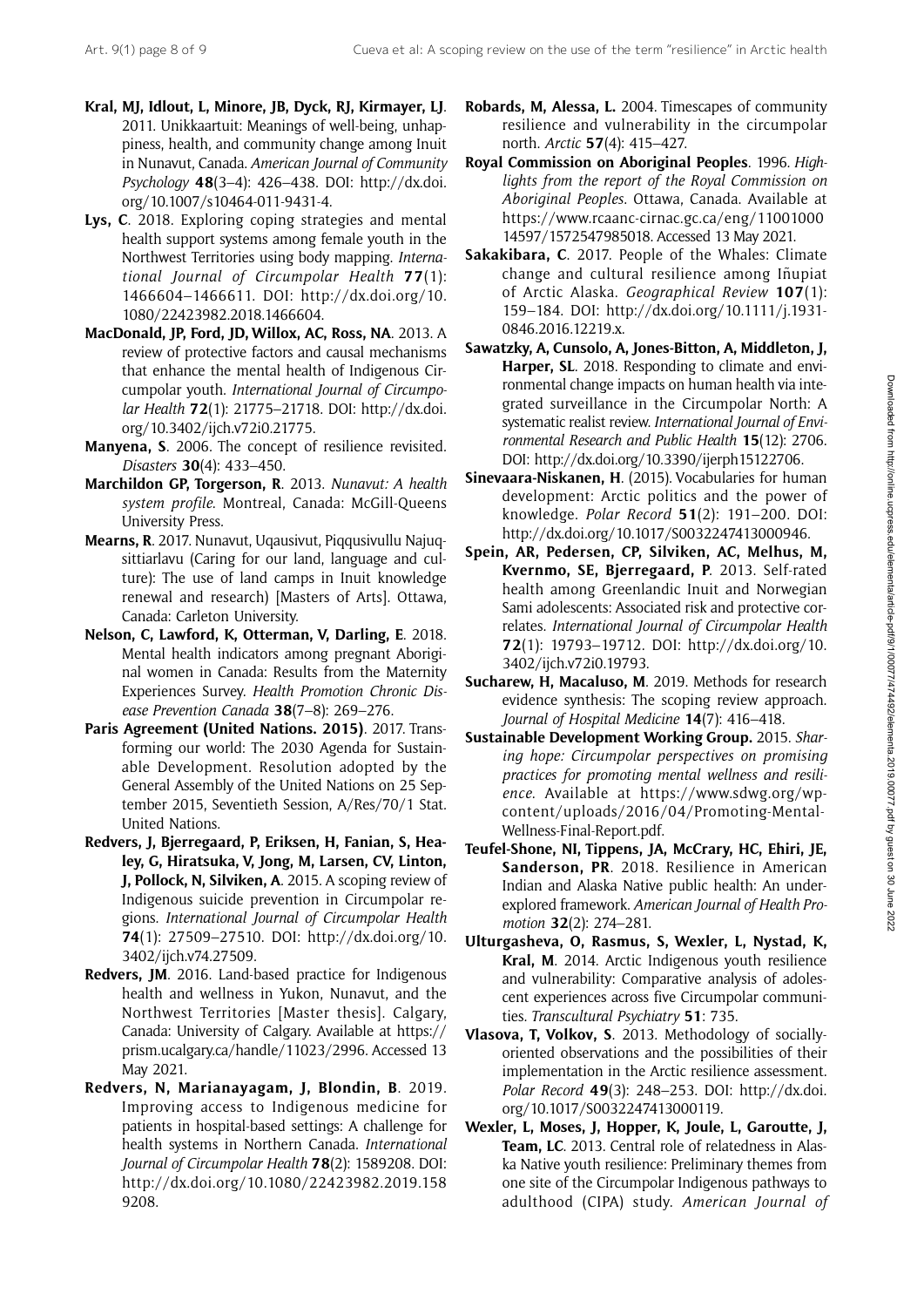**Kral, MJ, Idlout, L, Minore, JB, Dyck, RJ, Kirmayer, LJ**. 2011. Unikkaartuit: Meanings of well-being, unhappiness, health, and community change among Inuit in Nunavut, Canada. *American Journal of Community Psychology* **48**(3–4): 426–438. DOI: http://dx.doi.org/10.1007/s10464-011-9431-4.

**Lys, C**. 2018. Exploring coping strategies and mental health support systems among female youth in the Northwest Territories using body mapping. *International Journal of Circumpolar Health* **77**(1): 1466604–1466611. DOI: http://dx.doi.org/10.1080/22423982.2018.1466604.

**MacDonald, JP, Ford, JD, Willox, AC, Ross, NA**. 2013. A review of protective factors and causal mechanisms that enhance the mental health of Indigenous Circumpolar youth. *International Journal of Circumpolar Health* **72**(1): 21775–21718. DOI: http://dx.doi.org/10.3402/ijch.v72i0.21775.

**Manyena, S**. 2006. The concept of resilience revisited. *Disasters* **30**(4): 433–450.

**Marchildon GP, Torgerson, R**. 2013. *Nunavut: A health system profile*. Montreal, Canada: McGill-Queens University Press.

**Mearns, R**. 2017. Nunavut, Uqausivut, Piqqusivullu Najuqsittiarlavu (Caring for our land, language and culture): The use of land camps in Inuit knowledge renewal and research) [Masters of Arts]. Ottawa, Canada: Carleton University.

**Nelson, C, Lawford, K, Otterman, V, Darling, E**. 2018. Mental health indicators among pregnant Aboriginal women in Canada: Results from the Maternity Experiences Survey. *Health Promotion Chronic Disease Prevention Canada* **38**(7–8): 269–276.

**Paris Agreement (United Nations. 2015)**. 2017. Transforming our world: The 2030 Agenda for Sustainable Development. Resolution adopted by the General Assembly of the United Nations on 25 September 2015, Seventieth Session, A/Res/70/1 Stat. United Nations.

**Redvers, J, Bjerregaard, P, Eriksen, H, Fanian, S, Healey, G, Hiratsuka, V, Jong, M, Larsen, CV, Linton, J, Pollock, N, Silviken, A**. 2015. A scoping review of Indigenous suicide prevention in Circumpolar regions. *International Journal of Circumpolar Health* **74**(1): 27509–27510. DOI: http://dx.doi.org/10.3402/ijch.v74.27509.

**Redvers, JM**. 2016. Land-based practice for Indigenous health and wellness in Yukon, Nunavut, and the Northwest Territories [Master thesis]. Calgary, Canada: University of Calgary. Available at https://prism.ucalgary.ca/handle/11023/2996. Accessed 13 May 2021.

**Redvers, N, Marianayagam, J, Blondin, B**. 2019. Improving access to Indigenous medicine for patients in hospital-based settings: A challenge for health systems in Northern Canada. *International Journal of Circumpolar Health* **78**(2): 1589208. DOI: http://dx.doi.org/10.1080/22423982.2019.1589208.

**Robards, M, Alessa, L.** 2004. Timescapes of community resilience and vulnerability in the circumpolar north. *Arctic* **57**(4): 415–427.

**Royal Commission on Aboriginal Peoples**. 1996. *Highlights from the report of the Royal Commission on Aboriginal Peoples*. Ottawa, Canada. Available at https://www.rcaanc-cirnac.gc.ca/eng/1100100014597/1572547985018. Accessed 13 May 2021.

**Sakakibara, C**. 2017. People of the Whales: Climate change and cultural resilience among Iñupiat of Arctic Alaska. *Geographical Review* **107**(1): 159–184. DOI: http://dx.doi.org/10.1111/j.1931-0846.2016.12219.x.

**Sawatzky, A, Cunsolo, A, Jones-Bitton, A, Middleton, J, Harper, SL**. 2018. Responding to climate and environmental change impacts on human health via integrated surveillance in the Circumpolar North: A systematic realist review. *International Journal of Environmental Research and Public Health* **15**(12): 2706. DOI: http://dx.doi.org/10.3390/ijerph15122706.

**Sinevaara-Niskanen, H**. (2015). Vocabularies for human development: Arctic politics and the power of knowledge. *Polar Record* **51**(2): 191–200. DOI: http://dx.doi.org/10.1017/S0032247413000946.

**Spein, AR, Pedersen, CP, Silviken, AC, Melhus, M, Kvernmo, SE, Bjerregaard, P**. 2013. Self-rated health among Greenlandic Inuit and Norwegian Sami adolescents: Associated risk and protective correlates. *International Journal of Circumpolar Health* **72**(1): 19793–19712. DOI: http://dx.doi.org/10.3402/ijch.v72i0.19793.

**Sucharew, H, Macaluso, M**. 2019. Methods for research evidence synthesis: The scoping review approach. *Journal of Hospital Medicine* **14**(7): 416–418.

**Sustainable Development Working Group.** 2015. *Sharing hope: Circumpolar perspectives on promising practices for promoting mental wellness and resilience*. Available at https://www.sdwg.org/wp-content/uploads/2016/04/Promoting-Mental-Wellness-Final-Report.pdf.

**Teufel-Shone, NI, Tippens, JA, McCrary, HC, Ehiri, JE, Sanderson, PR**. 2018. Resilience in American Indian and Alaska Native public health: An underexplored framework. *American Journal of Health Promotion* **32**(2): 274–281.

**Ulturgasheva, O, Rasmus, S, Wexler, L, Nystad, K, Kral, M**. 2014. Arctic Indigenous youth resilience and vulnerability: Comparative analysis of adolescent experiences across five Circumpolar communities. *Transcultural Psychiatry* **51**: 735.

**Vlasova, T, Volkov, S**. 2013. Methodology of socially-oriented observations and the possibilities of their implementation in the Arctic resilience assessment. *Polar Record* **49**(3): 248–253. DOI: http://dx.doi.org/10.1017/S0032247413000119.

**Wexler, L, Moses, J, Hopper, K, Joule, L, Garoutte, J, Team, LC**. 2013. Central role of relatedness in Alaska Native youth resilience: Preliminary themes from one site of the Circumpolar Indigenous pathways to adulthood (CIPA) study. *American Journal of*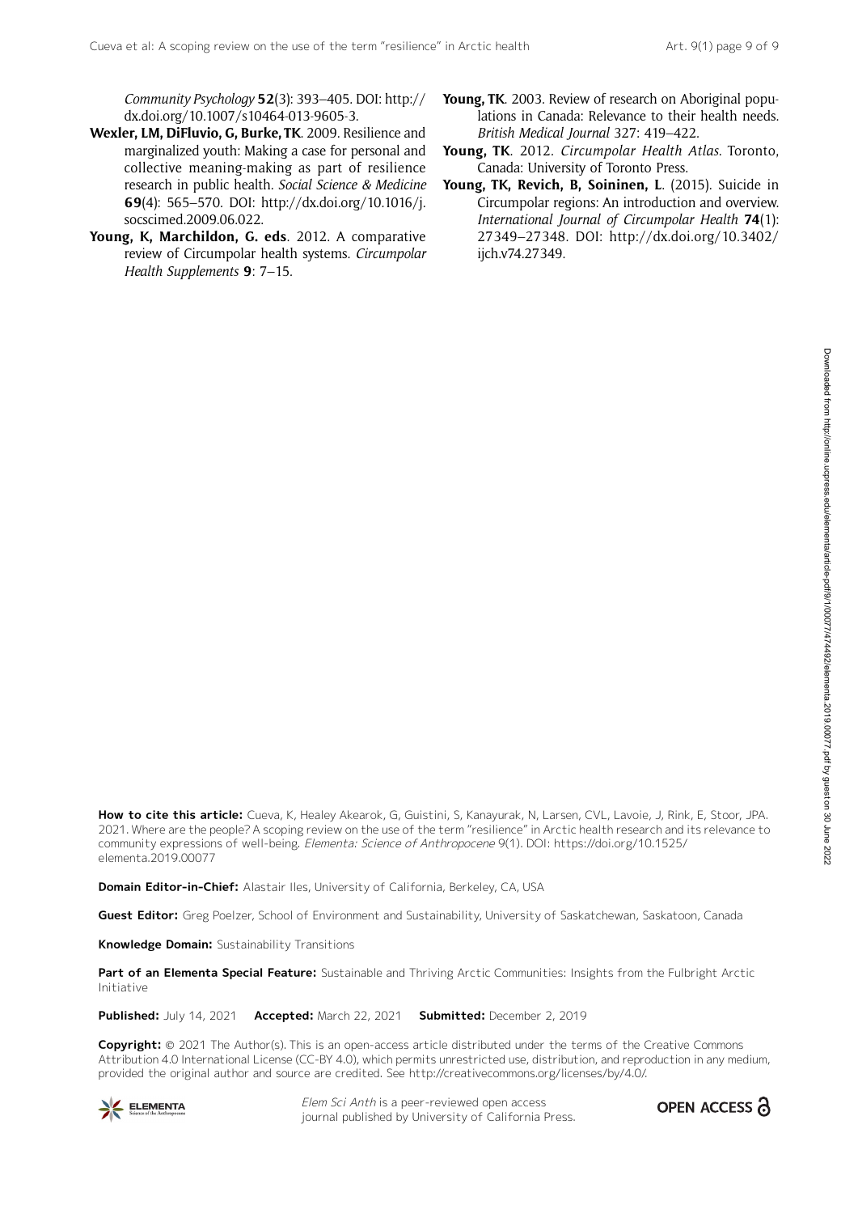*Community Psychology* **52**(3): 393–405. DOI: http://dx.doi.org/10.1007/s10464-013-9605-3.

**Wexler, LM, DiFluvio, G, Burke, TK**. 2009. Resilience and marginalized youth: Making a case for personal and collective meaning-making as part of resilience research in public health. *Social Science & Medicine* **69**(4): 565–570. DOI: http://dx.doi.org/10.1016/j.socscimed.2009.06.022.

**Young, K, Marchildon, G. eds**. 2012. A comparative review of Circumpolar health systems. *Circumpolar Health Supplements* **9**: 7–15.

**Young, TK**. 2003. Review of research on Aboriginal populations in Canada: Relevance to their health needs. *British Medical Journal* 327: 419–422.

**Young, TK**. 2012. *Circumpolar Health Atlas*. Toronto, Canada: University of Toronto Press.

**Young, TK, Revich, B, Soininen, L**. (2015). Suicide in Circumpolar regions: An introduction and overview. *International Journal of Circumpolar Health* **74**(1): 27349–27348. DOI: http://dx.doi.org/10.3402/ijch.v74.27349.

**How to cite this article:** Cueva, K, Healey Akearok, G, Guistini, S, Kanayurak, N, Larsen, CVL, Lavoie, J, Rink, E, Stoor, JPA. 2021. Where are the people? A scoping review on the use of the term "resilience" in Arctic health research and its relevance to community expressions of well-being. *Elementa: Science of Anthropocene* 9(1). DOI: https://doi.org/10.1525/elementa.2019.00077

**Domain Editor-in-Chief:** Alastair Iles, University of California, Berkeley, CA, USA

**Guest Editor:** Greg Poelzer, School of Environment and Sustainability, University of Saskatchewan, Saskatoon, Canada

**Knowledge Domain:** Sustainability Transitions

**Part of an Elementa Special Feature:** Sustainable and Thriving Arctic Communities: Insights from the Fulbright Arctic Initiative

**Published:** July 14, 2021 **Accepted:** March 22, 2021 **Submitted:** December 2, 2019

**Copyright:** © 2021 The Author(s). This is an open-access article distributed under the terms of the Creative Commons Attribution 4.0 International License (CC-BY 4.0), which permits unrestricted use, distribution, and reproduction in any medium, provided the original author and source are credited. See http://creativecommons.org/licenses/by/4.0/.

*Elem Sci Anth* is a peer-reviewed open access journal published by University of California Press.

OPEN ACCESS